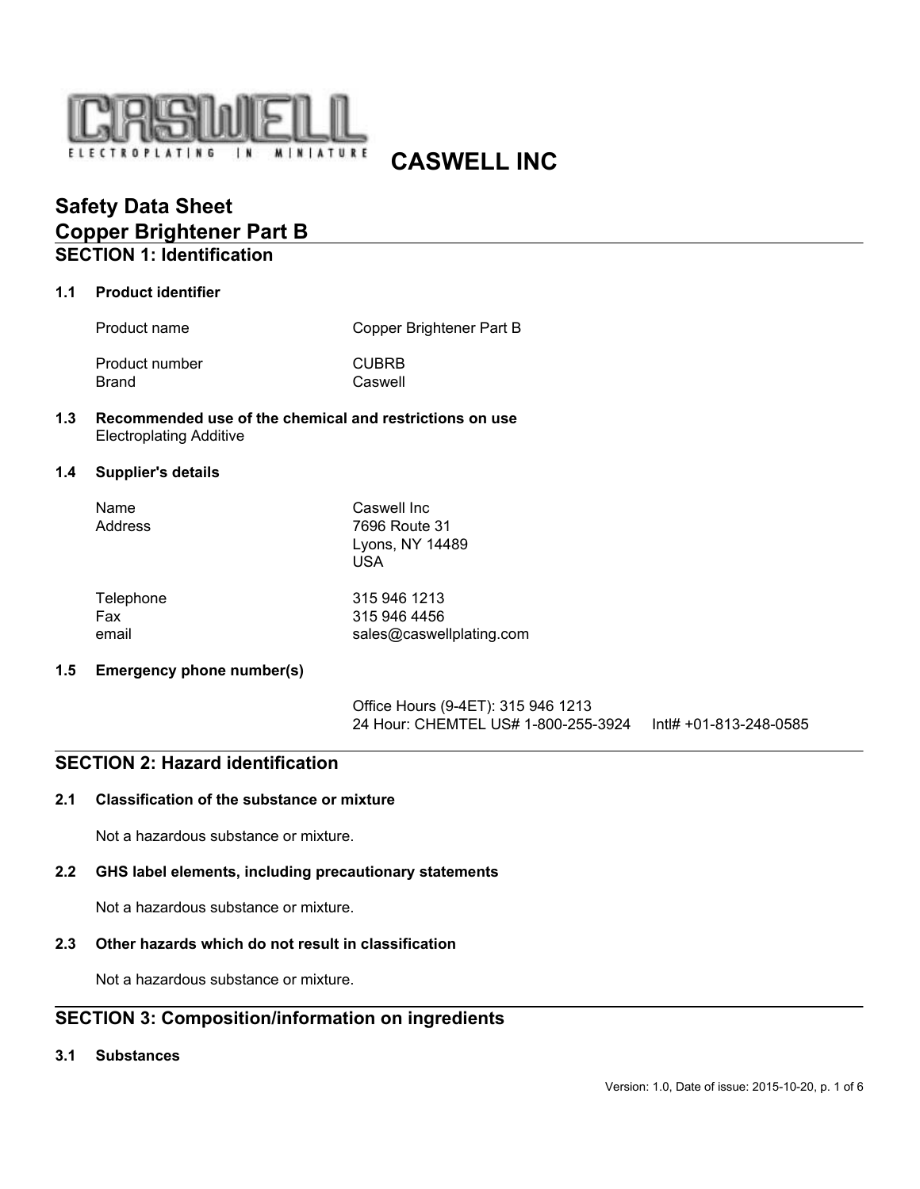CASWELL

ELECTROPLATING IN MINIATURE

# CASWELL INC

# Safety Data Sheet
# Copper Brightener Part B

## SECTION 1: Identification

### 1.1 Product identifier

| | |
|---|---|
| Product name | Copper Brightener Part B |
| Product number | CUBRB |
| Brand | Caswell |

### 1.3 Recommended use of the chemical and restrictions on use

Electroplating Additive

### 1.4 Supplier's details

| | |
|---|---|
| Name | Caswell Inc |
| Address | 7696 Route 31<br>Lyons, NY 14489<br>USA |
| Telephone | 315 946 1213 |
| Fax | 315 946 4456 |
| email | sales@caswellplating.com |

### 1.5 Emergency phone number(s)

Office Hours (9-4ET): 315 946 1213
24 Hour: CHEMTEL US# 1-800-255-3924 Intl# +01-813-248-0585

## SECTION 2: Hazard identification

### 2.1 Classification of the substance or mixture

Not a hazardous substance or mixture.

### 2.2 GHS label elements, including precautionary statements

Not a hazardous substance or mixture.

### 2.3 Other hazards which do not result in classification

Not a hazardous substance or mixture.

## SECTION 3: Composition/information on ingredients

### 3.1 Substances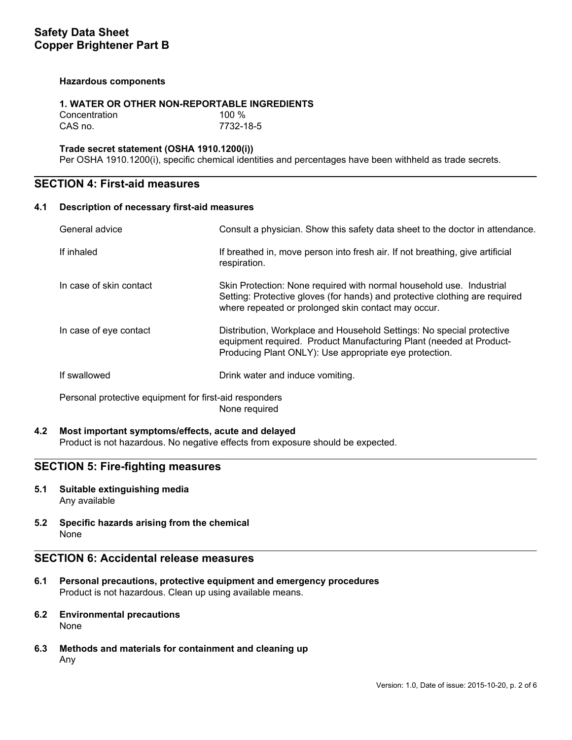**Hazardous components**

**1. WATER OR OTHER NON-REPORTABLE INGREDIENTS**

| | |
|---|---|
| Concentration | 100 % |
| CAS no. | 7732-18-5 |

**Trade secret statement (OSHA 1910.1200(i))**

Per OSHA 1910.1200(i), specific chemical identities and percentages have been withheld as trade secrets.

## SECTION 4: First-aid measures

### 4.1 Description of necessary first-aid measures

| | |
|---|---|
| General advice | Consult a physician. Show this safety data sheet to the doctor in attendance. |
| If inhaled | If breathed in, move person into fresh air. If not breathing, give artificial respiration. |
| In case of skin contact | Skin Protection: None required with normal household use. Industrial Setting: Protective gloves (for hands) and protective clothing are required where repeated or prolonged skin contact may occur. |
| In case of eye contact | Distribution, Workplace and Household Settings: No special protective equipment required. Product Manufacturing Plant (needed at Product-Producing Plant ONLY): Use appropriate eye protection. |
| If swallowed | Drink water and induce vomiting. |

Personal protective equipment for first-aid responders
None required

### 4.2 Most important symptoms/effects, acute and delayed

Product is not hazardous. No negative effects from exposure should be expected.

## SECTION 5: Fire-fighting measures

### 5.1 Suitable extinguishing media

Any available

### 5.2 Specific hazards arising from the chemical

None

## SECTION 6: Accidental release measures

### 6.1 Personal precautions, protective equipment and emergency procedures

Product is not hazardous. Clean up using available means.

### 6.2 Environmental precautions

None

### 6.3 Methods and materials for containment and cleaning up

Any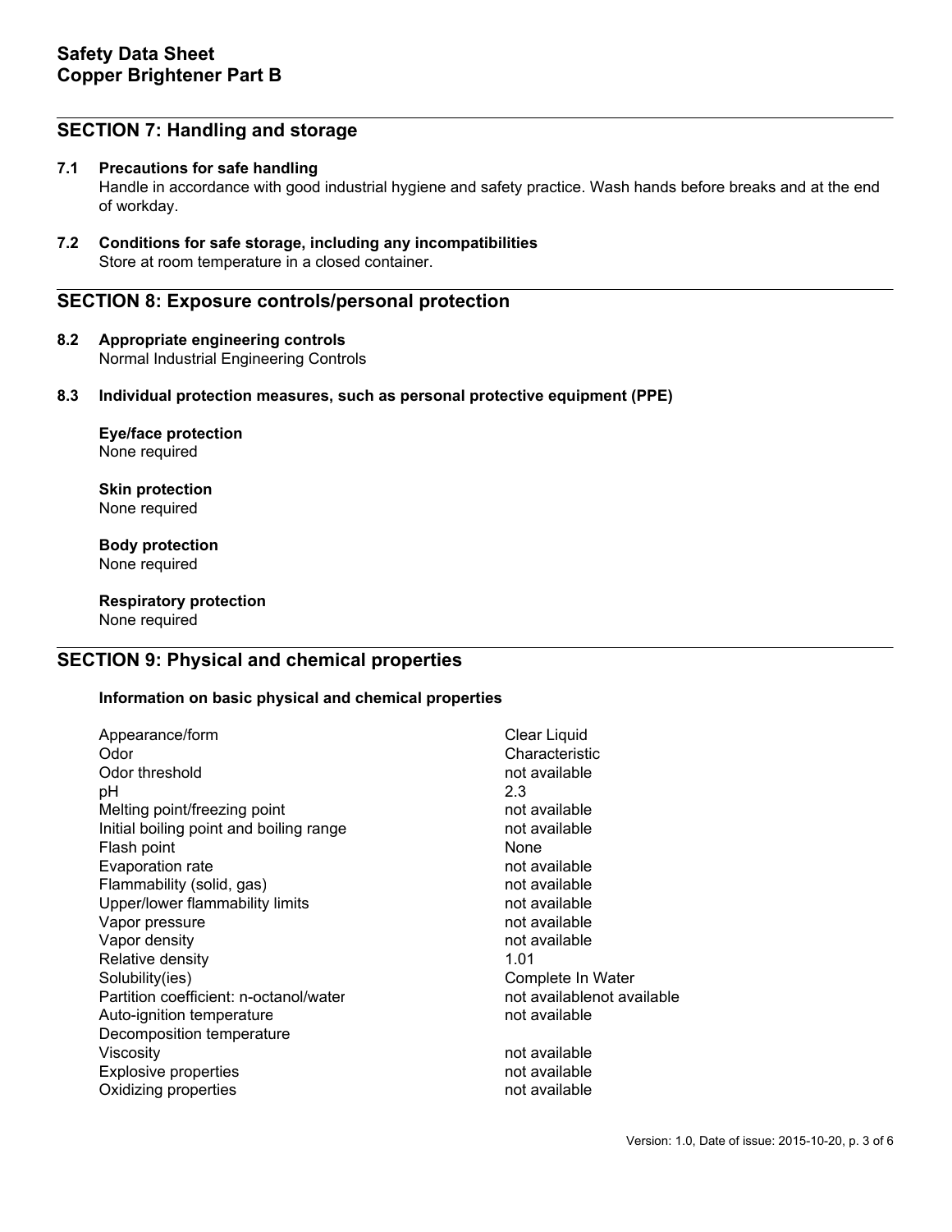## SECTION 7: Handling and storage

**7.1 Precautions for safe handling**

Handle in accordance with good industrial hygiene and safety practice. Wash hands before breaks and at the end of workday.

**7.2 Conditions for safe storage, including any incompatibilities**

Store at room temperature in a closed container.

## SECTION 8: Exposure controls/personal protection

**8.2 Appropriate engineering controls**

Normal Industrial Engineering Controls

**8.3 Individual protection measures, such as personal protective equipment (PPE)**

**Eye/face protection**
None required

**Skin protection**
None required

**Body protection**
None required

**Respiratory protection**
None required

## SECTION 9: Physical and chemical properties

**Information on basic physical and chemical properties**

| Property | Value |
|---|---|
| Appearance/form | Clear Liquid |
| Odor | Characteristic |
| Odor threshold | not available |
| pH | 2.3 |
| Melting point/freezing point | not available |
| Initial boiling point and boiling range | not available |
| Flash point | None |
| Evaporation rate | not available |
| Flammability (solid, gas) | not available |
| Upper/lower flammability limits | not available |
| Vapor pressure | not available |
| Vapor density | not available |
| Relative density | 1.01 |
| Solubility(ies) | Complete In Water |
| Partition coefficient: n-octanol/water | not availablenot available |
| Auto-ignition temperature | not available |
| Decomposition temperature | |
| Viscosity | not available |
| Explosive properties | not available |
| Oxidizing properties | not available |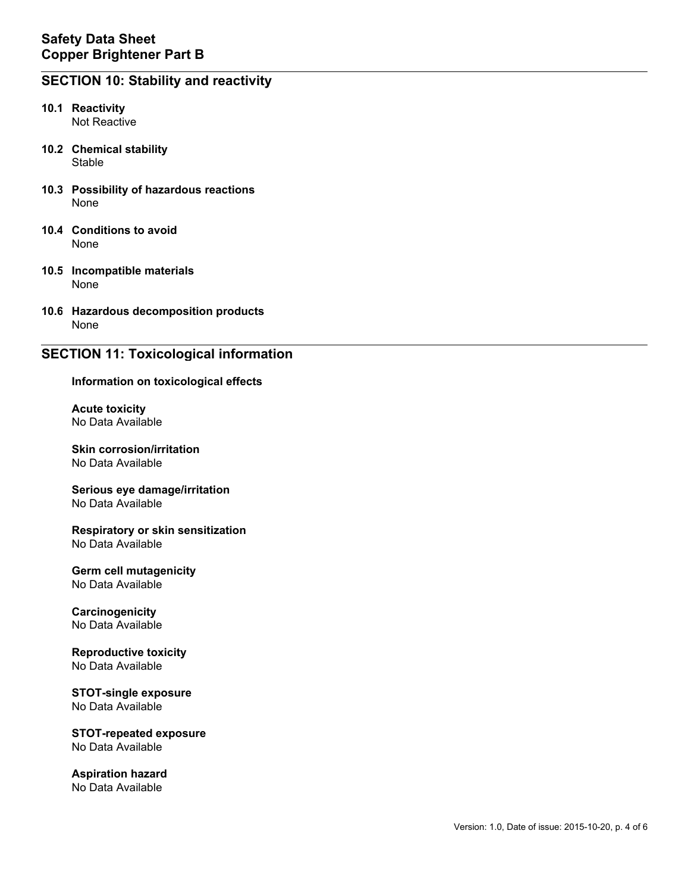## SECTION 10: Stability and reactivity

**10.1 Reactivity**
Not Reactive

**10.2 Chemical stability**
Stable

**10.3 Possibility of hazardous reactions**
None

**10.4 Conditions to avoid**
None

**10.5 Incompatible materials**
None

**10.6 Hazardous decomposition products**
None

## SECTION 11: Toxicological information

**Information on toxicological effects**

**Acute toxicity**
No Data Available

**Skin corrosion/irritation**
No Data Available

**Serious eye damage/irritation**
No Data Available

**Respiratory or skin sensitization**
No Data Available

**Germ cell mutagenicity**
No Data Available

**Carcinogenicity**
No Data Available

**Reproductive toxicity**
No Data Available

**STOT-single exposure**
No Data Available

**STOT-repeated exposure**
No Data Available

**Aspiration hazard**
No Data Available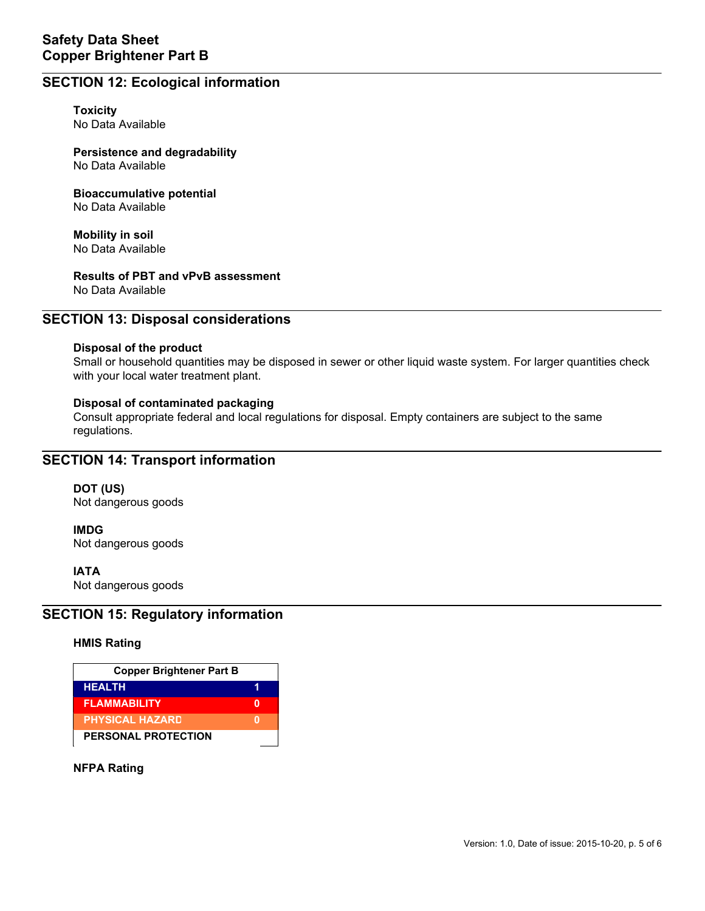## SECTION 12: Ecological information

**Toxicity**
No Data Available

**Persistence and degradability**
No Data Available

**Bioaccumulative potential**
No Data Available

**Mobility in soil**
No Data Available

**Results of PBT and vPvB assessment**
No Data Available

## SECTION 13: Disposal considerations

**Disposal of the product**
Small or household quantities may be disposed in sewer or other liquid waste system. For larger quantities check with your local water treatment plant.

**Disposal of contaminated packaging**
Consult appropriate federal and local regulations for disposal. Empty containers are subject to the same regulations.

## SECTION 14: Transport information

**DOT (US)**
Not dangerous goods

**IMDG**
Not dangerous goods

**IATA**
Not dangerous goods

## SECTION 15: Regulatory information

**HMIS Rating**

| Copper Brightener Part B | |
|---|---|
| HEALTH | 1 |
| FLAMMABILITY | 0 |
| PHYSICAL HAZARD | 0 |
| PERSONAL PROTECTION | |

**NFPA Rating**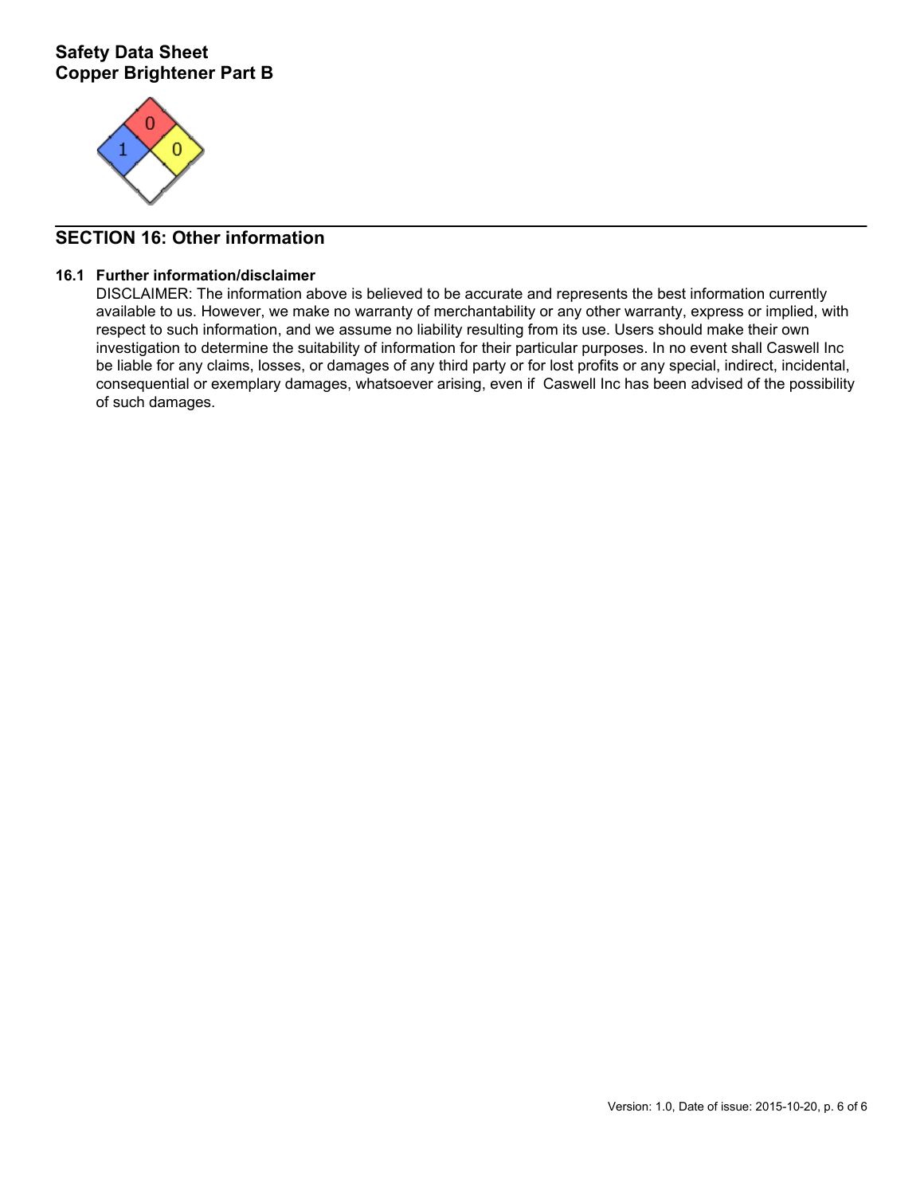## SECTION 16: Other information

### 16.1 Further information/disclaimer

DISCLAIMER: The information above is believed to be accurate and represents the best information currently available to us. However, we make no warranty of merchantability or any other warranty, express or implied, with respect to such information, and we assume no liability resulting from its use. Users should make their own investigation to determine the suitability of information for their particular purposes. In no event shall Caswell Inc be liable for any claims, losses, or damages of any third party or for lost profits or any special, indirect, incidental, consequential or exemplary damages, whatsoever arising, even if Caswell Inc has been advised of the possibility of such damages.